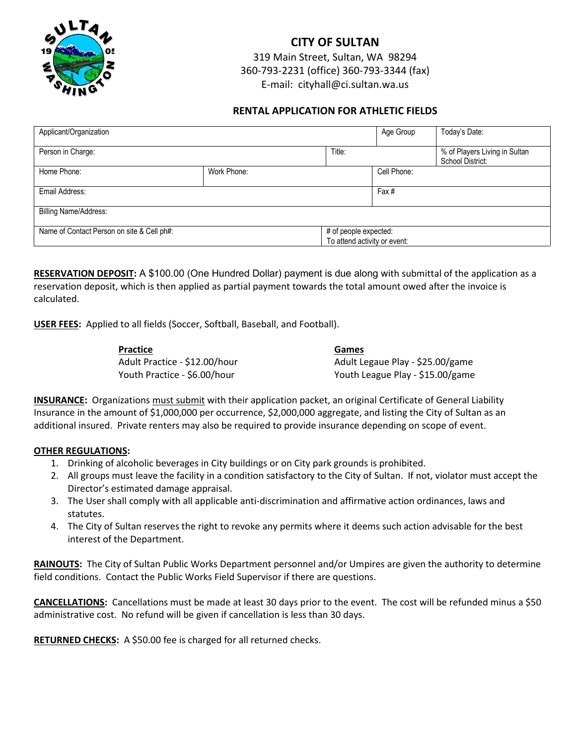# CITY OF SULTAN

319 Main Street, Sultan, WA 98294
360-793-2231 (office) 360-793-3344 (fax)
E-mail: cityhall@ci.sultan.wa.us

## RENTAL APPLICATION FOR ATHLETIC FIELDS

| Applicant/Organization | | Age Group | Today's Date: |
|---|---|---|---|
| Person in Charge: | Title: | | % of Players Living in Sultan School District: |
| Home Phone: | Work Phone: | Cell Phone: | |
| Email Address: | | Fax # | |
| Billing Name/Address: | | | |
| Name of Contact Person on site & Cell ph#: | # of people expected: To attend activity or event: | | |

**RESERVATION DEPOSIT:** A $100.00 (One Hundred Dollar) payment is due along with submittal of the application as a reservation deposit, which is then applied as partial payment towards the total amount owed after the invoice is calculated.

**USER FEES:** Applied to all fields (Soccer, Softball, Baseball, and Football).

| Practice | Games |
|---|---|
| Adult Practice - $12.00/hour | Adult Legaue Play - $25.00/game |
| Youth Practice - $6.00/hour | Youth League Play - $15.00/game |

**INSURANCE:** Organizations must submit with their application packet, an original Certificate of General Liability Insurance in the amount of $1,000,000 per occurrence, $2,000,000 aggregate, and listing the City of Sultan as an additional insured. Private renters may also be required to provide insurance depending on scope of event.

**OTHER REGULATIONS:**

1. Drinking of alcoholic beverages in City buildings or on City park grounds is prohibited.
2. All groups must leave the facility in a condition satisfactory to the City of Sultan. If not, violator must accept the Director's estimated damage appraisal.
3. The User shall comply with all applicable anti-discrimination and affirmative action ordinances, laws and statutes.
4. The City of Sultan reserves the right to revoke any permits where it deems such action advisable for the best interest of the Department.

**RAINOUTS:** The City of Sultan Public Works Department personnel and/or Umpires are given the authority to determine field conditions. Contact the Public Works Field Supervisor if there are questions.

**CANCELLATIONS:** Cancellations must be made at least 30 days prior to the event. The cost will be refunded minus a $50 administrative cost. No refund will be given if cancellation is less than 30 days.

**RETURNED CHECKS:** A $50.00 fee is charged for all returned checks.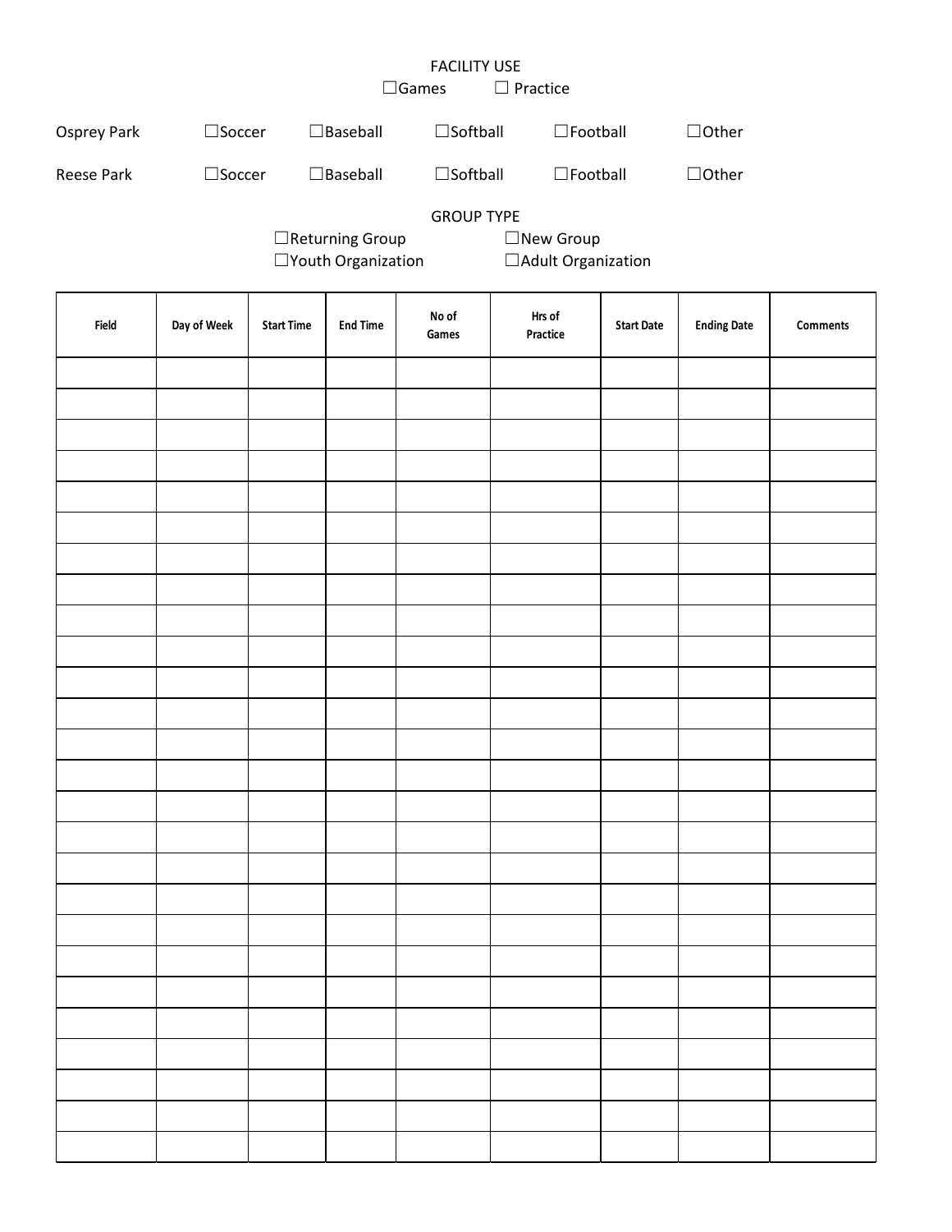FACILITY USE

☐Games ☐ Practice

Osprey Park ☐Soccer ☐Baseball ☐Softball ☐Football ☐Other

Reese Park ☐Soccer ☐Baseball ☐Softball ☐Football ☐Other

GROUP TYPE

☐Returning Group ☐New Group

☐Youth Organization ☐Adult Organization

| Field | Day of Week | Start Time | End Time | No of Games | Hrs of Practice | Start Date | Ending Date | Comments |
|---|---|---|---|---|---|---|---|---|
| | | | | | | | | |
| | | | | | | | | |
| | | | | | | | | |
| | | | | | | | | |
| | | | | | | | | |
| | | | | | | | | |
| | | | | | | | | |
| | | | | | | | | |
| | | | | | | | | |
| | | | | | | | | |
| | | | | | | | | |
| | | | | | | | | |
| | | | | | | | | |
| | | | | | | | | |
| | | | | | | | | |
| | | | | | | | | |
| | | | | | | | | |
| | | | | | | | | |
| | | | | | | | | |
| | | | | | | | | |
| | | | | | | | | |
| | | | | | | | | |
| | | | | | | | | |
| | | | | | | | | |
| | | | | | | | | |
| | | | | | | | | |